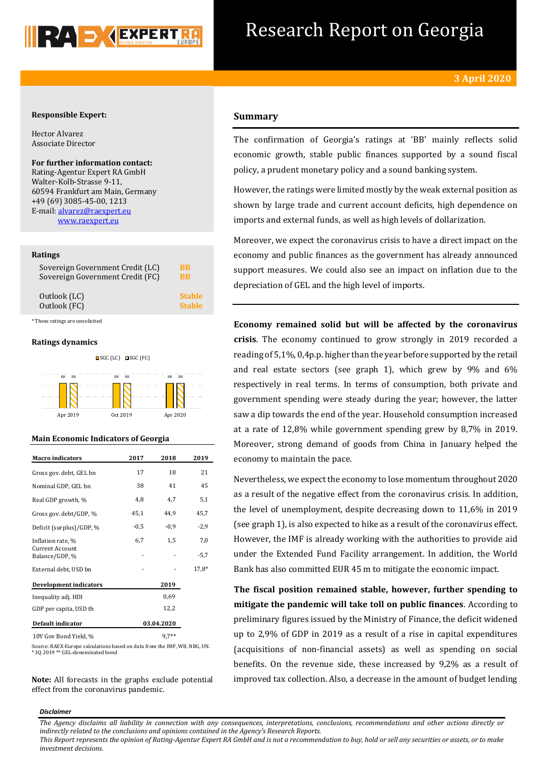# Research Report on Georgia

**3 April 2020**

**Responsible Expert:**

Hector Alvarez
Associate Director

**For further information contact:**
Rating-Agentur Expert RA GmbH
Walter-Kolb-Strasse 9-11,
60594 Frankfurt am Main, Germany
+49 (69) 3085-45-00, 1213
E-mail: alvarez@raexpert.eu
www.raexpert.eu

**Ratings**

| | |
|---|---|
| Sovereign Government Credit (LC) | BB |
| Sovereign Government Credit (FC) | BB |
| Outlook (LC) | Stable |
| Outlook (FC) | Stable |

*These ratings are unsolicited

**Ratings dynamics**

| | Apr 2019 | Oct 2019 | Apr 2020 |
|---|---|---|---|
| SGC (LC) | BB | BB | BB |
| SGC (FC) | BB | BB | BB |

**Main Economic Indicators of Georgia**

| Macro indicators | 2017 | 2018 | 2019 |
|---|---|---|---|
| Gross gov. debt, GEL bn | 17 | 18 | 21 |
| Nominal GDP, GEL bn | 38 | 41 | 45 |
| Real GDP growth, % | 4,8 | 4,7 | 5,1 |
| Gross gov. debt/GDP, % | 45,1 | 44,9 | 45,7 |
| Deficit (surplus)/GDP, % | -0,5 | -0,9 | -2,9 |
| Inflation rate, % | 6,7 | 1,5 | 7,0 |
| Current Account Balance/GDP, % | - | - | -5,7 |
| External debt, USD bn | - | - | 17,8* |

| Development indicators | 2019 |
|---|---|
| Inequality adj. HDI | 0,69 |
| GDP per capita, USD th | 12,2 |

| Default indicator | 03.04.2020 |
|---|---|
| 10Y Gov Bond Yield, % | 9,7** |

Source: RAEX-Europe calculations based on data from the IMF, WB, NBG, UN.
*3Q 2019 ** GEL-denominated bond

**Note:** All forecasts in the graphs exclude potential effect from the coronavirus pandemic.

## Summary

The confirmation of Georgia's ratings at 'BB' mainly reflects solid economic growth, stable public finances supported by a sound fiscal policy, a prudent monetary policy and a sound banking system.

However, the ratings were limited mostly by the weak external position as shown by large trade and current account deficits, high dependence on imports and external funds, as well as high levels of dollarization.

Moreover, we expect the coronavirus crisis to have a direct impact on the economy and public finances as the government has already announced support measures. We could also see an impact on inflation due to the depreciation of GEL and the high level of imports.

**Economy remained solid but will be affected by the coronavirus crisis**. The economy continued to grow strongly in 2019 recorded a reading of 5,1%, 0,4p.p. higher than the year before supported by the retail and real estate sectors (see graph 1), which grew by 9% and 6% respectively in real terms. In terms of consumption, both private and government spending were steady during the year; however, the latter saw a dip towards the end of the year. Household consumption increased at a rate of 12,8% while government spending grew by 8,7% in 2019. Moreover, strong demand of goods from China in January helped the economy to maintain the pace.

Nevertheless, we expect the economy to lose momentum throughout 2020 as a result of the negative effect from the coronavirus crisis. In addition, the level of unemployment, despite decreasing down to 11,6% in 2019 (see graph 1), is also expected to hike as a result of the coronavirus effect. However, the IMF is already working with the authorities to provide aid under the Extended Fund Facility arrangement. In addition, the World Bank has also committed EUR 45 m to mitigate the economic impact.

**The fiscal position remained stable, however, further spending to mitigate the pandemic will take toll on public finances**. According to preliminary figures issued by the Ministry of Finance, the deficit widened up to 2,9% of GDP in 2019 as a result of a rise in capital expenditures (acquisitions of non-financial assets) as well as spending on social benefits. On the revenue side, these increased by 9,2% as a result of improved tax collection. Also, a decrease in the amount of budget lending

***Disclaimer***

*The Agency disclaims all liability in connection with any consequences, interpretations, conclusions, recommendations and other actions directly or indirectly related to the conclusions and opinions contained in the Agency's Research Reports.*
*This Report represents the opinion of Rating-Agentur Expert RA GmbH and is not a recommendation to buy, hold or sell any securities or assets, or to make investment decisions.*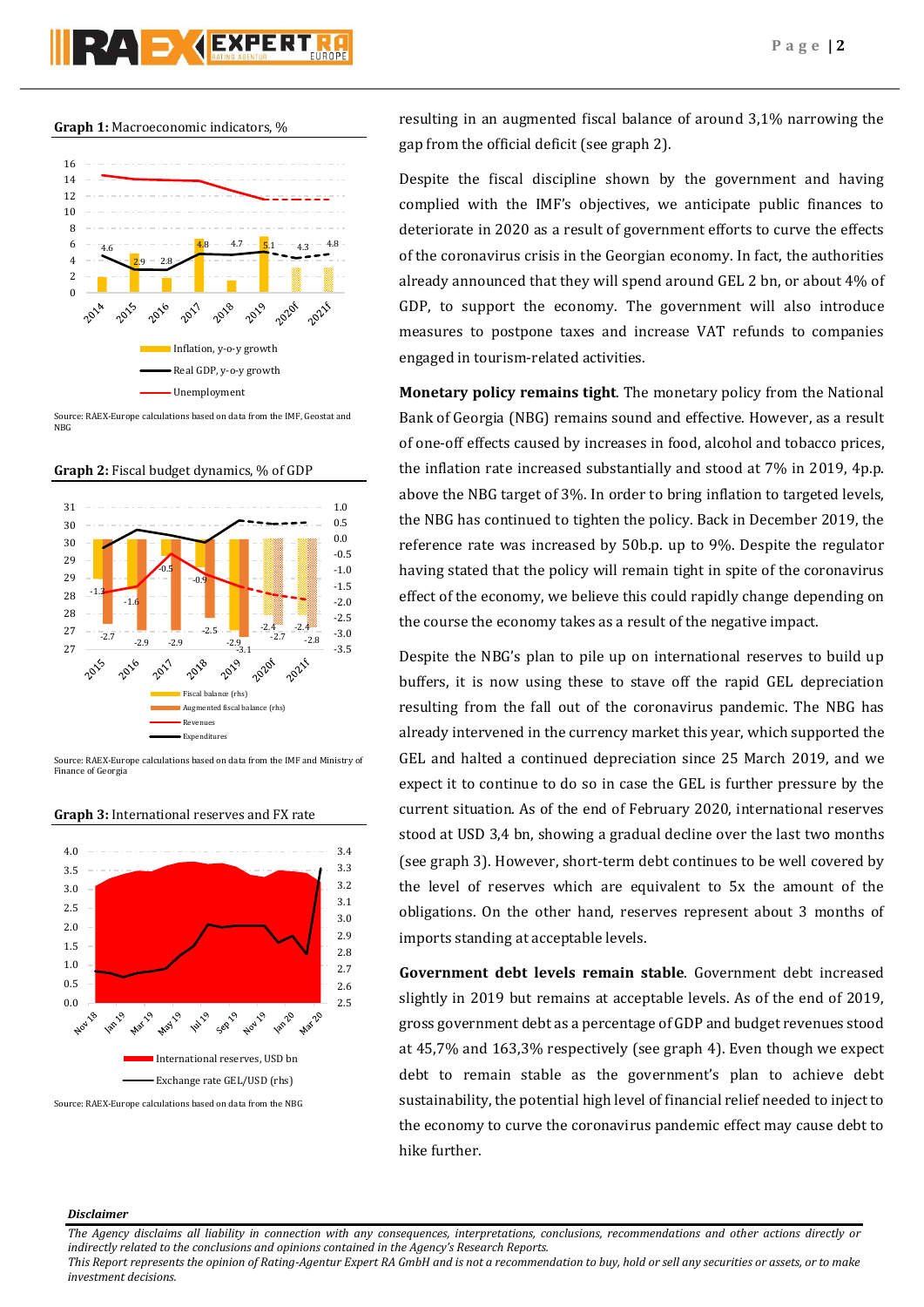**Graph 1:** Macroeconomic indicators, %

Source: RAEX-Europe calculations based on data from the IMF, Geostat and NBG

**Graph 2:** Fiscal budget dynamics, % of GDP

Source: RAEX-Europe calculations based on data from the IMF and Ministry of Finance of Georgia

**Graph 3:** International reserves and FX rate

Source: RAEX-Europe calculations based on data from the NBG

resulting in an augmented fiscal balance of around 3,1% narrowing the gap from the official deficit (see graph 2).

Despite the fiscal discipline shown by the government and having complied with the IMF's objectives, we anticipate public finances to deteriorate in 2020 as a result of government efforts to curve the effects of the coronavirus crisis in the Georgian economy. In fact, the authorities already announced that they will spend around GEL 2 bn, or about 4% of GDP, to support the economy. The government will also introduce measures to postpone taxes and increase VAT refunds to companies engaged in tourism-related activities.

**Monetary policy remains tight**. The monetary policy from the National Bank of Georgia (NBG) remains sound and effective. However, as a result of one-off effects caused by increases in food, alcohol and tobacco prices, the inflation rate increased substantially and stood at 7% in 2019, 4p.p. above the NBG target of 3%. In order to bring inflation to targeted levels, the NBG has continued to tighten the policy. Back in December 2019, the reference rate was increased by 50b.p. up to 9%. Despite the regulator having stated that the policy will remain tight in spite of the coronavirus effect of the economy, we believe this could rapidly change depending on the course the economy takes as a result of the negative impact.

Despite the NBG's plan to pile up on international reserves to build up buffers, it is now using these to stave off the rapid GEL depreciation resulting from the fall out of the coronavirus pandemic. The NBG has already intervened in the currency market this year, which supported the GEL and halted a continued depreciation since 25 March 2019, and we expect it to continue to do so in case the GEL is further pressure by the current situation. As of the end of February 2020, international reserves stood at USD 3,4 bn, showing a gradual decline over the last two months (see graph 3). However, short-term debt continues to be well covered by the level of reserves which are equivalent to 5x the amount of the obligations. On the other hand, reserves represent about 3 months of imports standing at acceptable levels.

**Government debt levels remain stable**. Government debt increased slightly in 2019 but remains at acceptable levels. As of the end of 2019, gross government debt as a percentage of GDP and budget revenues stood at 45,7% and 163,3% respectively (see graph 4). Even though we expect debt to remain stable as the government's plan to achieve debt sustainability, the potential high level of financial relief needed to inject to the economy to curve the coronavirus pandemic effect may cause debt to hike further.

***Disclaimer***

*The Agency disclaims all liability in connection with any consequences, interpretations, conclusions, recommendations and other actions directly or indirectly related to the conclusions and opinions contained in the Agency's Research Reports.*
*This Report represents the opinion of Rating-Agentur Expert RA GmbH and is not a recommendation to buy, hold or sell any securities or assets, or to make investment decisions.*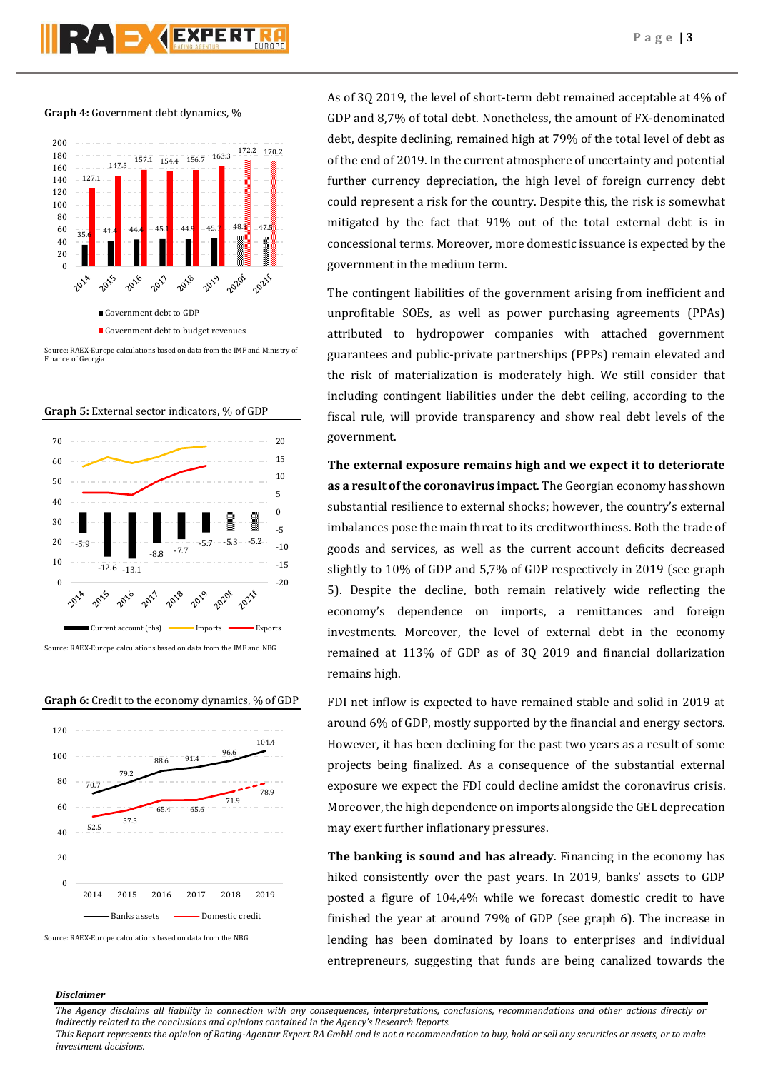**Graph 4:** Government debt dynamics, %

Source: RAEX-Europe calculations based on data from the IMF and Ministry of Finance of Georgia

**Graph 5:** External sector indicators, % of GDP

Source: RAEX-Europe calculations based on data from the IMF and NBG

**Graph 6:** Credit to the economy dynamics, % of GDP

Source: RAEX-Europe calculations based on data from the NBG

As of 3Q 2019, the level of short-term debt remained acceptable at 4% of GDP and 8,7% of total debt. Nonetheless, the amount of FX-denominated debt, despite declining, remained high at 79% of the total level of debt as of the end of 2019. In the current atmosphere of uncertainty and potential further currency depreciation, the high level of foreign currency debt could represent a risk for the country. Despite this, the risk is somewhat mitigated by the fact that 91% out of the total external debt is in concessional terms. Moreover, more domestic issuance is expected by the government in the medium term.

The contingent liabilities of the government arising from inefficient and unprofitable SOEs, as well as power purchasing agreements (PPAs) attributed to hydropower companies with attached government guarantees and public-private partnerships (PPPs) remain elevated and the risk of materialization is moderately high. We still consider that including contingent liabilities under the debt ceiling, according to the fiscal rule, will provide transparency and show real debt levels of the government.

**The external exposure remains high and we expect it to deteriorate as a result of the coronavirus impact**. The Georgian economy has shown substantial resilience to external shocks; however, the country's external imbalances pose the main threat to its creditworthiness. Both the trade of goods and services, as well as the current account deficits decreased slightly to 10% of GDP and 5,7% of GDP respectively in 2019 (see graph 5). Despite the decline, both remain relatively wide reflecting the economy's dependence on imports, a remittances and foreign investments. Moreover, the level of external debt in the economy remained at 113% of GDP as of 3Q 2019 and financial dollarization remains high.

FDI net inflow is expected to have remained stable and solid in 2019 at around 6% of GDP, mostly supported by the financial and energy sectors. However, it has been declining for the past two years as a result of some projects being finalized. As a consequence of the substantial external exposure we expect the FDI could decline amidst the coronavirus crisis. Moreover, the high dependence on imports alongside the GEL deprecation may exert further inflationary pressures.

**The banking is sound and has already**. Financing in the economy has hiked consistently over the past years. In 2019, banks' assets to GDP posted a figure of 104,4% while we forecast domestic credit to have finished the year at around 79% of GDP (see graph 6). The increase in lending has been dominated by loans to enterprises and individual entrepreneurs, suggesting that funds are being canalized towards the

***Disclaimer***

*The Agency disclaims all liability in connection with any consequences, interpretations, conclusions, recommendations and other actions directly or indirectly related to the conclusions and opinions contained in the Agency's Research Reports.*
*This Report represents the opinion of Rating-Agentur Expert RA GmbH and is not a recommendation to buy, hold or sell any securities or assets, or to make investment decisions.*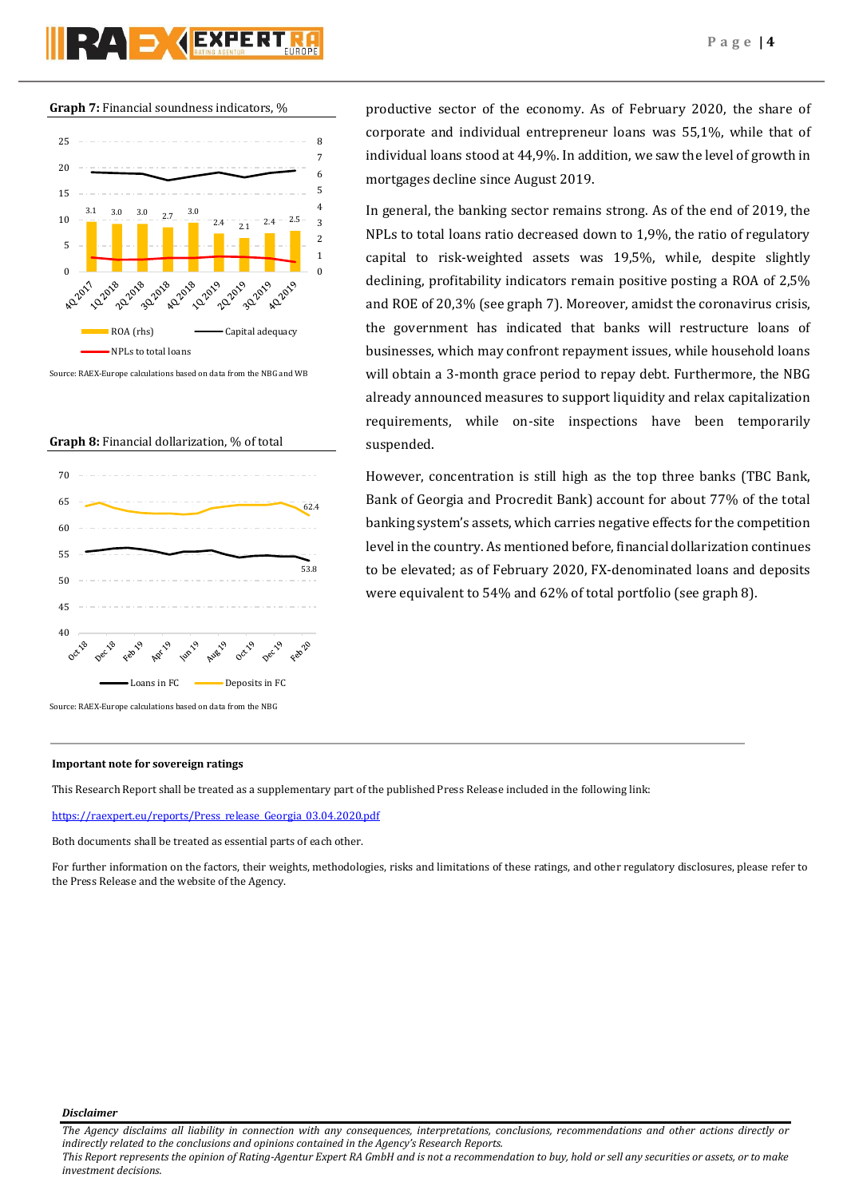**Graph 7:** Financial soundness indicators, %

25
20
15
10
5
0

8
7
6
5
4
3
2
1
0

3.1 3.0 3.0 2.7 3.0 2.4 2.1 2.4 2.5

4Q 2017 1Q 2018 2Q 2018 3Q 2018 4Q 2018 1Q 2019 2Q 2019 3Q 2019 4Q 2019

ROA (rhs) Capital adequacy NPLs to total loans

Source: RAEX-Europe calculations based on data from the NBG and WB

**Graph 8:** Financial dollarization, % of total

70
65
60
55
50
45
40

62.4
53.8

Oct 18 Dec 18 Feb 19 Apr 19 Jun 19 Aug 19 Oct 19 Dec 19 Feb 20

Loans in FC Deposits in FC

Source: RAEX-Europe calculations based on data from the NBG

productive sector of the economy. As of February 2020, the share of corporate and individual entrepreneur loans was 55,1%, while that of individual loans stood at 44,9%. In addition, we saw the level of growth in mortgages decline since August 2019.

In general, the banking sector remains strong. As of the end of 2019, the NPLs to total loans ratio decreased down to 1,9%, the ratio of regulatory capital to risk-weighted assets was 19,5%, while, despite slightly declining, profitability indicators remain positive posting a ROA of 2,5% and ROE of 20,3% (see graph 7). Moreover, amidst the coronavirus crisis, the government has indicated that banks will restructure loans of businesses, which may confront repayment issues, while household loans will obtain a 3-month grace period to repay debt. Furthermore, the NBG already announced measures to support liquidity and relax capitalization requirements, while on-site inspections have been temporarily suspended.

However, concentration is still high as the top three banks (TBC Bank, Bank of Georgia and Procredit Bank) account for about 77% of the total banking system's assets, which carries negative effects for the competition level in the country. As mentioned before, financial dollarization continues to be elevated; as of February 2020, FX-denominated loans and deposits were equivalent to 54% and 62% of total portfolio (see graph 8).

**Important note for sovereign ratings**

This Research Report shall be treated as a supplementary part of the published Press Release included in the following link:

https://raexpert.eu/reports/Press_release_Georgia_03.04.2020.pdf

Both documents shall be treated as essential parts of each other.

For further information on the factors, their weights, methodologies, risks and limitations of these ratings, and other regulatory disclosures, please refer to the Press Release and the website of the Agency.

***Disclaimer***

*The Agency disclaims all liability in connection with any consequences, interpretations, conclusions, recommendations and other actions directly or indirectly related to the conclusions and opinions contained in the Agency's Research Reports.*
*This Report represents the opinion of Rating-Agentur Expert RA GmbH and is not a recommendation to buy, hold or sell any securities or assets, or to make investment decisions.*